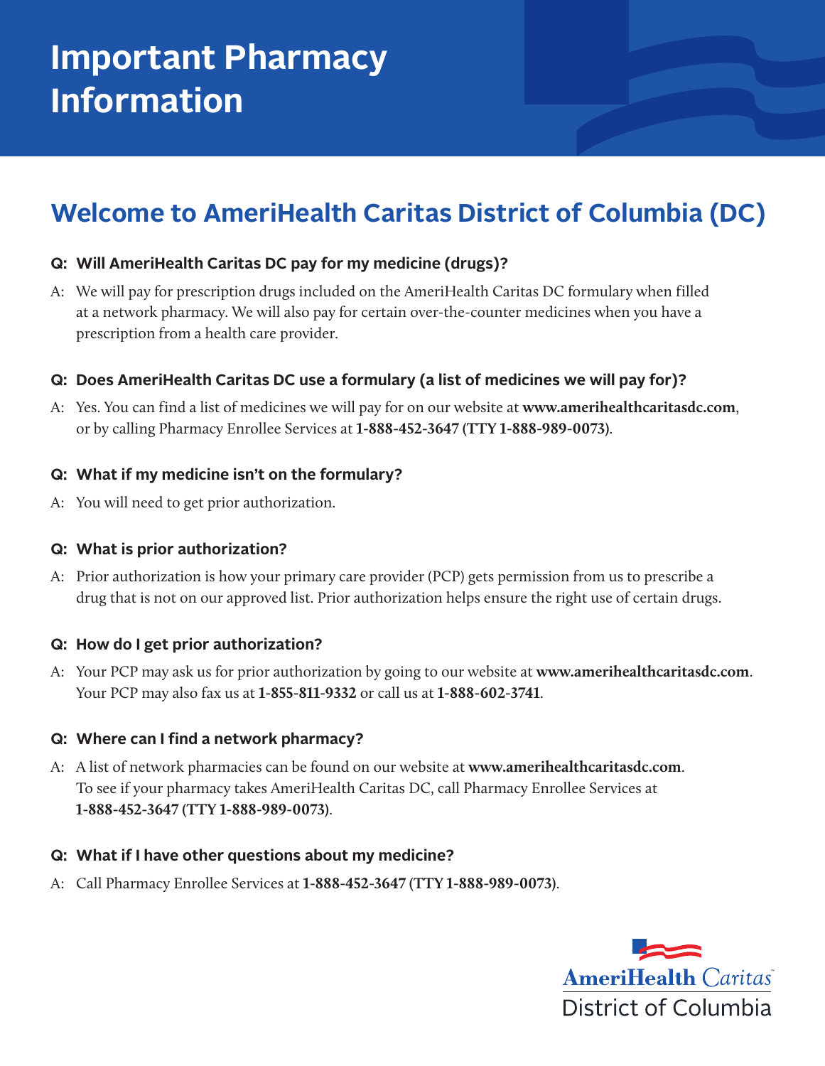# Important Pharmacy Information

## Welcome to AmeriHealth Caritas District of Columbia (DC)

**Q: Will AmeriHealth Caritas DC pay for my medicine (drugs)?**

A: We will pay for prescription drugs included on the AmeriHealth Caritas DC formulary when filled at a network pharmacy. We will also pay for certain over-the-counter medicines when you have a prescription from a health care provider.

**Q: Does AmeriHealth Caritas DC use a formulary (a list of medicines we will pay for)?**

A: Yes. You can find a list of medicines we will pay for on our website at **www.amerihealthcaritasdc.com**, or by calling Pharmacy Enrollee Services at **1-888-452-3647 (TTY 1-888-989-0073)**.

**Q: What if my medicine isn't on the formulary?**

A: You will need to get prior authorization.

**Q: What is prior authorization?**

A: Prior authorization is how your primary care provider (PCP) gets permission from us to prescribe a drug that is not on our approved list. Prior authorization helps ensure the right use of certain drugs.

**Q: How do I get prior authorization?**

A: Your PCP may ask us for prior authorization by going to our website at **www.amerihealthcaritasdc.com**. Your PCP may also fax us at **1-855-811-9332** or call us at **1-888-602-3741**.

**Q: Where can I find a network pharmacy?**

A: A list of network pharmacies can be found on our website at **www.amerihealthcaritasdc.com**. To see if your pharmacy takes AmeriHealth Caritas DC, call Pharmacy Enrollee Services at **1-888-452-3647 (TTY 1-888-989-0073)**.

**Q: What if I have other questions about my medicine?**

A: Call Pharmacy Enrollee Services at **1-888-452-3647 (TTY 1-888-989-0073)**.

AmeriHealth Caritas District of Columbia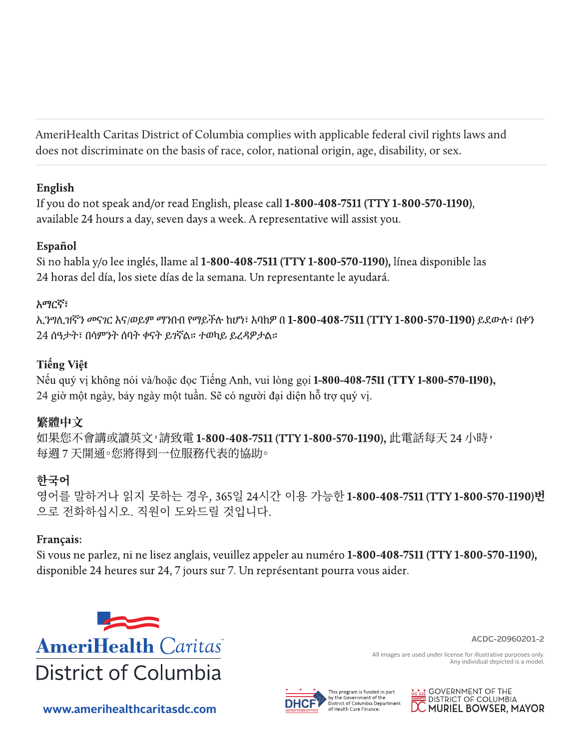AmeriHealth Caritas District of Columbia complies with applicable federal civil rights laws and does not discriminate on the basis of race, color, national origin, age, disability, or sex.

**English**

If you do not speak and/or read English, please call **1-800-408-7511 (TTY 1-800-570-1190)**, available 24 hours a day, seven days a week. A representative will assist you.

**Español**

Si no habla y/o lee inglés, llame al **1-800-408-7511 (TTY 1-800-570-1190),** línea disponible las 24 horas del día, los siete días de la semana. Un representante le ayudará.

**አማርኛ፣**

ኢንግሊዝኛን መናገር እና/ወይም ማንበብ የማይችሉ ከሆነ፣ እባክዎ በ **1-800-408-7511 (TTY 1-800-570-1190)** ይደውሉ፣ በቀን 24 ሰዓታት፣ በሳምንት ሰባት ቀናት ይገኛል። ተወካይ ይረዳዎታል።

**Tiếng Việt**

Nếu quý vị không nói và/hoặc đọc Tiếng Anh, vui lòng gọi **1-800-408-7511 (TTY 1-800-570-1190),** 24 giờ một ngày, bảy ngày một tuần. Sẽ có người đại diện hỗ trợ quý vị.

**繁體中文**

如果您不會講或讀英文，請致電 **1-800-408-7511 (TTY 1-800-570-1190),** 此電話每天 24 小時，每週 7 天開通。您將得到一位服務代表的協助。

**한국어**

영어를 말하거나 읽지 못하는 경우, 365일 24시간 이용 가능한 **1-800-408-7511 (TTY 1-800-570-1190)번**으로 전화하십시오. 직원이 도와드릴 것입니다.

**Français:**

Si vous ne parlez, ni ne lisez anglais, veuillez appeler au numéro **1-800-408-7511 (TTY 1-800-570-1190),** disponible 24 heures sur 24, 7 jours sur 7. Un représentant pourra vous aider.

AmeriHealth Caritas District of Columbia

www.amerihealthcaritasdc.com

ACDC-20960201-2

All images are used under license for illustrative purposes only. Any individual depicted is a model.

DHCF — This program is funded in part by the Government of the District of Columbia Department of Health Care Finance.

GOVERNMENT OF THE DISTRICT OF COLUMBIA
MURIEL BOWSER, MAYOR